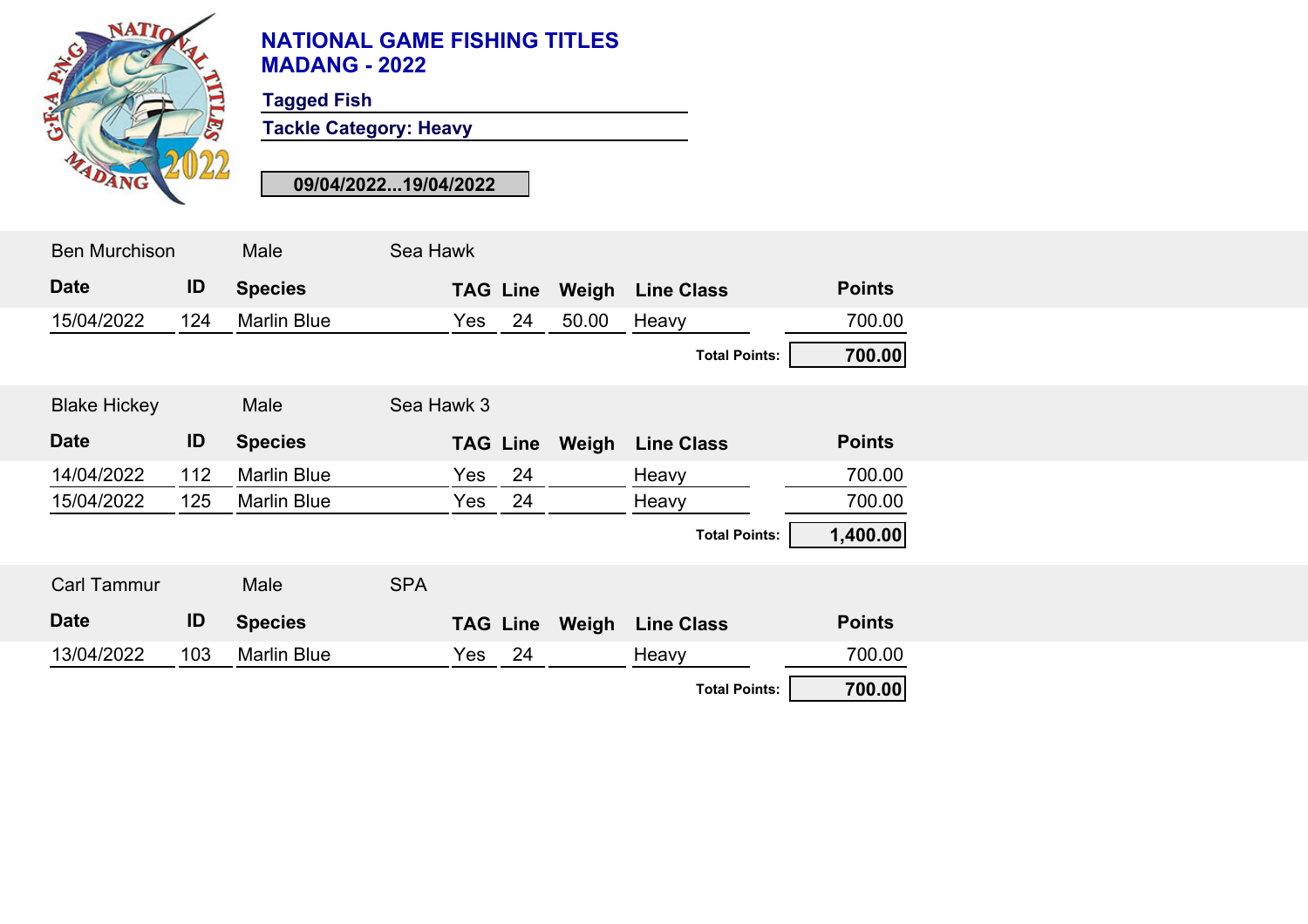# NATIONAL GAME FISHING TITLES
# MADANG - 2022

**Tagged Fish**

**Tackle Category: Heavy**

**09/04/2022...19/04/2022**

Ben Murchison | Male | Sea Hawk

| Date | ID | Species | TAG | Line | Weigh | Line Class | Points |
|---|---|---|---|---|---|---|---|
| 15/04/2022 | 124 | Marlin Blue | Yes | 24 | 50.00 | Heavy | 700.00 |

**Total Points: 700.00**

Blake Hickey | Male | Sea Hawk 3

| Date | ID | Species | TAG | Line | Weigh | Line Class | Points |
|---|---|---|---|---|---|---|---|
| 14/04/2022 | 112 | Marlin Blue | Yes | 24 | | Heavy | 700.00 |
| 15/04/2022 | 125 | Marlin Blue | Yes | 24 | | Heavy | 700.00 |

**Total Points: 1,400.00**

Carl Tammur | Male | SPA

| Date | ID | Species | TAG | Line | Weigh | Line Class | Points |
|---|---|---|---|---|---|---|---|
| 13/04/2022 | 103 | Marlin Blue | Yes | 24 | | Heavy | 700.00 |

**Total Points: 700.00**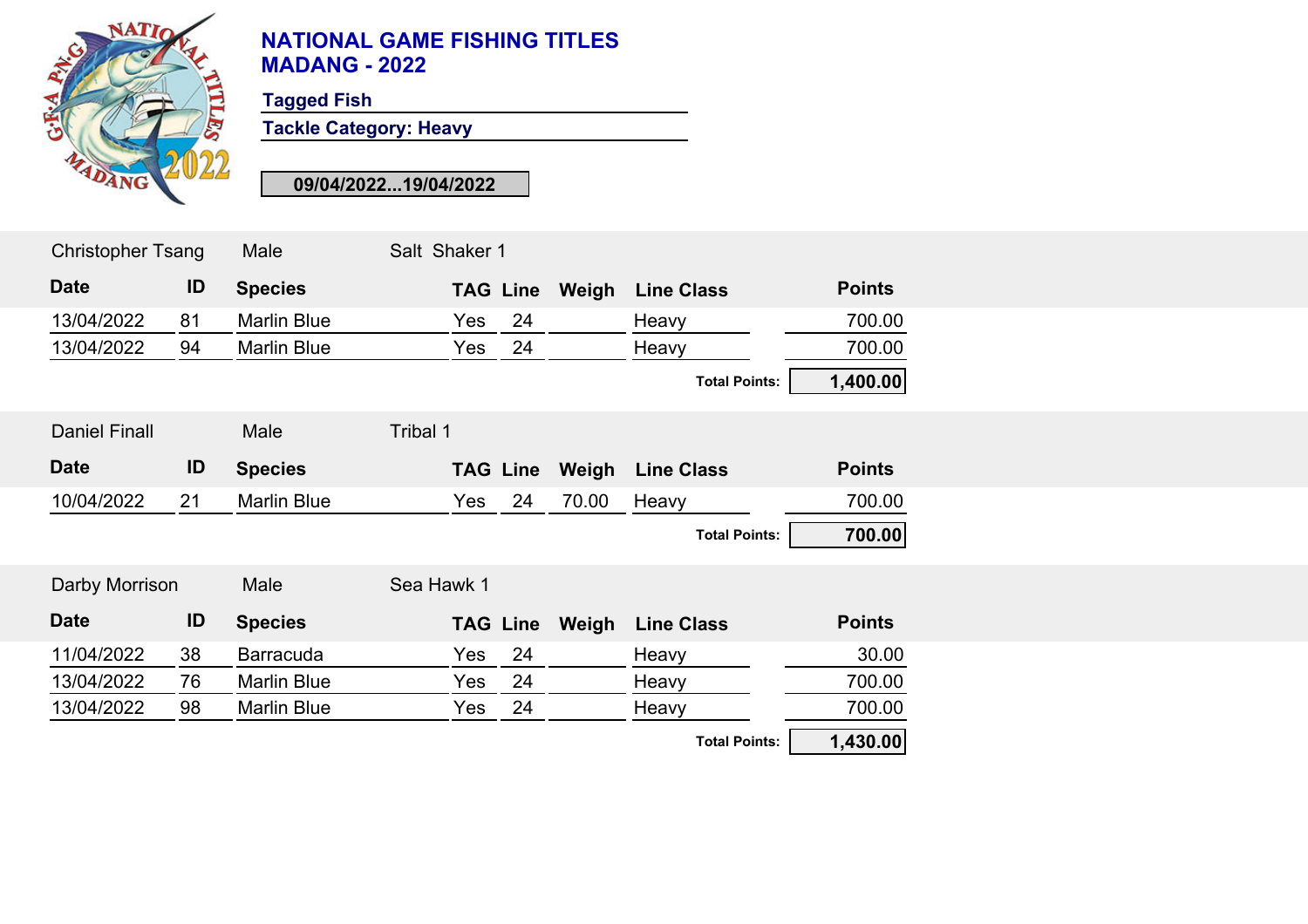# NATIONAL GAME FISHING TITLES
# MADANG - 2022

**Tagged Fish**

**Tackle Category: Heavy**

**09/04/2022...19/04/2022**

Christopher Tsang | Male | Salt Shaker 1

| Date | ID | Species | TAG | Line | Weigh | Line Class | Points |
|---|---|---|---|---|---|---|---|
| 13/04/2022 | 81 | Marlin Blue | Yes | 24 | | Heavy | 700.00 |
| 13/04/2022 | 94 | Marlin Blue | Yes | 24 | | Heavy | 700.00 |
| | | | | | | **Total Points:** | **1,400.00** |

Daniel Finall | Male | Tribal 1

| Date | ID | Species | TAG | Line | Weigh | Line Class | Points |
|---|---|---|---|---|---|---|---|
| 10/04/2022 | 21 | Marlin Blue | Yes | 24 | 70.00 | Heavy | 700.00 |
| | | | | | | **Total Points:** | **700.00** |

Darby Morrison | Male | Sea Hawk 1

| Date | ID | Species | TAG | Line | Weigh | Line Class | Points |
|---|---|---|---|---|---|---|---|
| 11/04/2022 | 38 | Barracuda | Yes | 24 | | Heavy | 30.00 |
| 13/04/2022 | 76 | Marlin Blue | Yes | 24 | | Heavy | 700.00 |
| 13/04/2022 | 98 | Marlin Blue | Yes | 24 | | Heavy | 700.00 |
| | | | | | | **Total Points:** | **1,430.00** |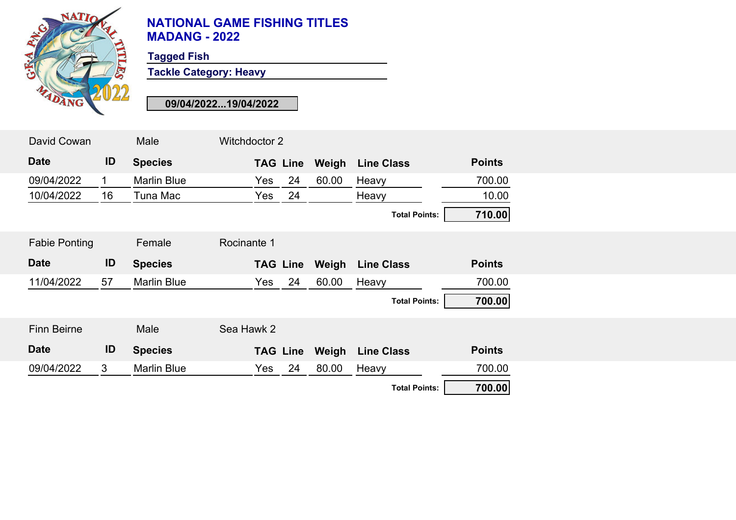# NATIONAL GAME FISHING TITLES
# MADANG - 2022

**Tagged Fish**

**Tackle Category: Heavy**

**09/04/2022...19/04/2022**

David Cowan | Male | Witchdoctor 2

| Date | ID | Species | TAG | Line | Weigh | Line Class | Points |
|---|---|---|---|---|---|---|---|
| 09/04/2022 | 1 | Marlin Blue | Yes | 24 | 60.00 | Heavy | 700.00 |
| 10/04/2022 | 16 | Tuna Mac | Yes | 24 | | Heavy | 10.00 |
| | | | | | | **Total Points:** | **710.00** |

Fabie Ponting | Female | Rocinante 1

| Date | ID | Species | TAG | Line | Weigh | Line Class | Points |
|---|---|---|---|---|---|---|---|
| 11/04/2022 | 57 | Marlin Blue | Yes | 24 | 60.00 | Heavy | 700.00 |
| | | | | | | **Total Points:** | **700.00** |

Finn Beirne | Male | Sea Hawk 2

| Date | ID | Species | TAG | Line | Weigh | Line Class | Points |
|---|---|---|---|---|---|---|---|
| 09/04/2022 | 3 | Marlin Blue | Yes | 24 | 80.00 | Heavy | 700.00 |
| | | | | | | **Total Points:** | **700.00** |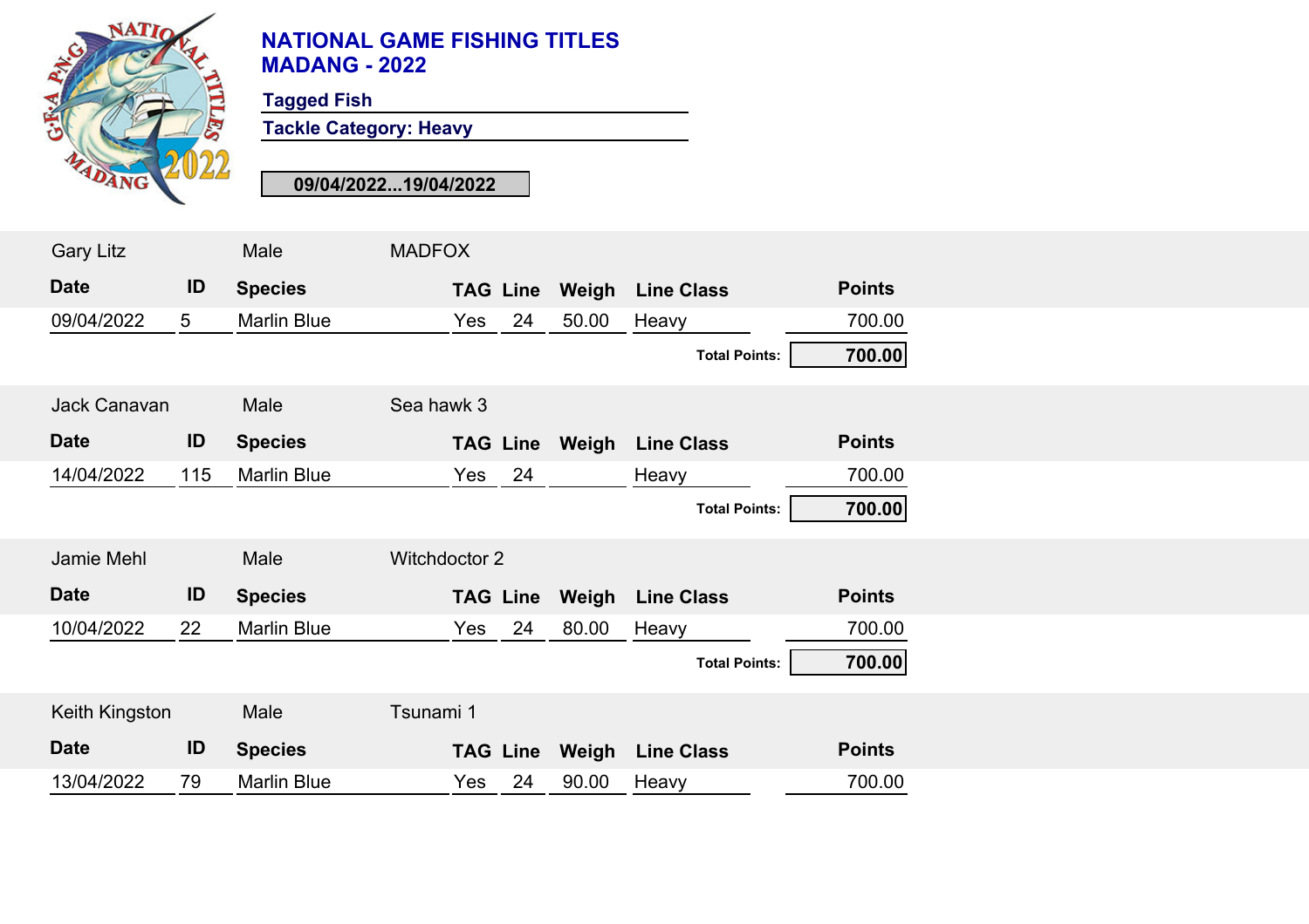# NATIONAL GAME FISHING TITLES
# MADANG - 2022

**Tagged Fish**

**Tackle Category: Heavy**

**09/04/2022...19/04/2022**

Gary Litz | Male | MADFOX

| Date | ID | Species | TAG | Line | Weigh | Line Class | Points |
|---|---|---|---|---|---|---|---|
| 09/04/2022 | 5 | Marlin Blue | Yes | 24 | 50.00 | Heavy | 700.00 |

**Total Points: 700.00**

Jack Canavan | Male | Sea hawk 3

| Date | ID | Species | TAG | Line | Weigh | Line Class | Points |
|---|---|---|---|---|---|---|---|
| 14/04/2022 | 115 | Marlin Blue | Yes | 24 | | Heavy | 700.00 |

**Total Points: 700.00**

Jamie Mehl | Male | Witchdoctor 2

| Date | ID | Species | TAG | Line | Weigh | Line Class | Points |
|---|---|---|---|---|---|---|---|
| 10/04/2022 | 22 | Marlin Blue | Yes | 24 | 80.00 | Heavy | 700.00 |

**Total Points: 700.00**

Keith Kingston | Male | Tsunami 1

| Date | ID | Species | TAG | Line | Weigh | Line Class | Points |
|---|---|---|---|---|---|---|---|
| 13/04/2022 | 79 | Marlin Blue | Yes | 24 | 90.00 | Heavy | 700.00 |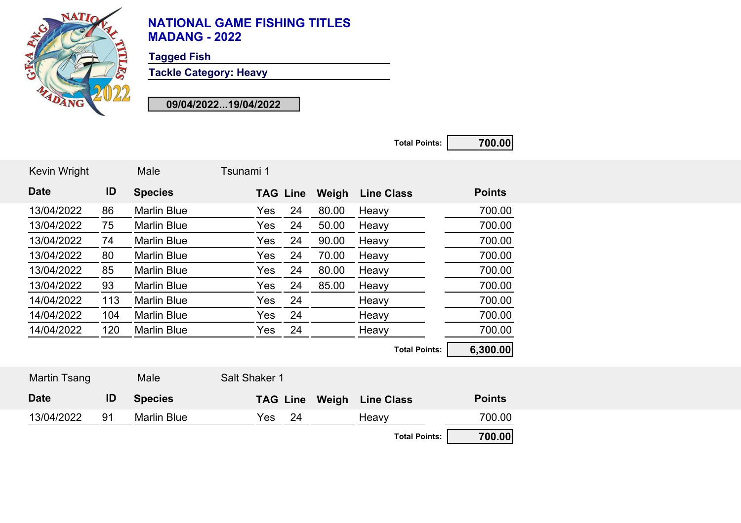# NATIONAL GAME FISHING TITLES
# MADANG - 2022

**Tagged Fish**

**Tackle Category: Heavy**

**09/04/2022...19/04/2022**

**Total Points: 700.00**

Kevin Wright | Male | Tsunami 1

| Date | ID | Species | TAG | Line | Weigh | Line Class | Points |
|---|---|---|---|---|---|---|---|
| 13/04/2022 | 86 | Marlin Blue | Yes | 24 | 80.00 | Heavy | 700.00 |
| 13/04/2022 | 75 | Marlin Blue | Yes | 24 | 50.00 | Heavy | 700.00 |
| 13/04/2022 | 74 | Marlin Blue | Yes | 24 | 90.00 | Heavy | 700.00 |
| 13/04/2022 | 80 | Marlin Blue | Yes | 24 | 70.00 | Heavy | 700.00 |
| 13/04/2022 | 85 | Marlin Blue | Yes | 24 | 80.00 | Heavy | 700.00 |
| 13/04/2022 | 93 | Marlin Blue | Yes | 24 | 85.00 | Heavy | 700.00 |
| 14/04/2022 | 113 | Marlin Blue | Yes | 24 | | Heavy | 700.00 |
| 14/04/2022 | 104 | Marlin Blue | Yes | 24 | | Heavy | 700.00 |
| 14/04/2022 | 120 | Marlin Blue | Yes | 24 | | Heavy | 700.00 |

**Total Points: 6,300.00**

Martin Tsang | Male | Salt Shaker 1

| Date | ID | Species | TAG | Line | Weigh | Line Class | Points |
|---|---|---|---|---|---|---|---|
| 13/04/2022 | 91 | Marlin Blue | Yes | 24 | | Heavy | 700.00 |

**Total Points: 700.00**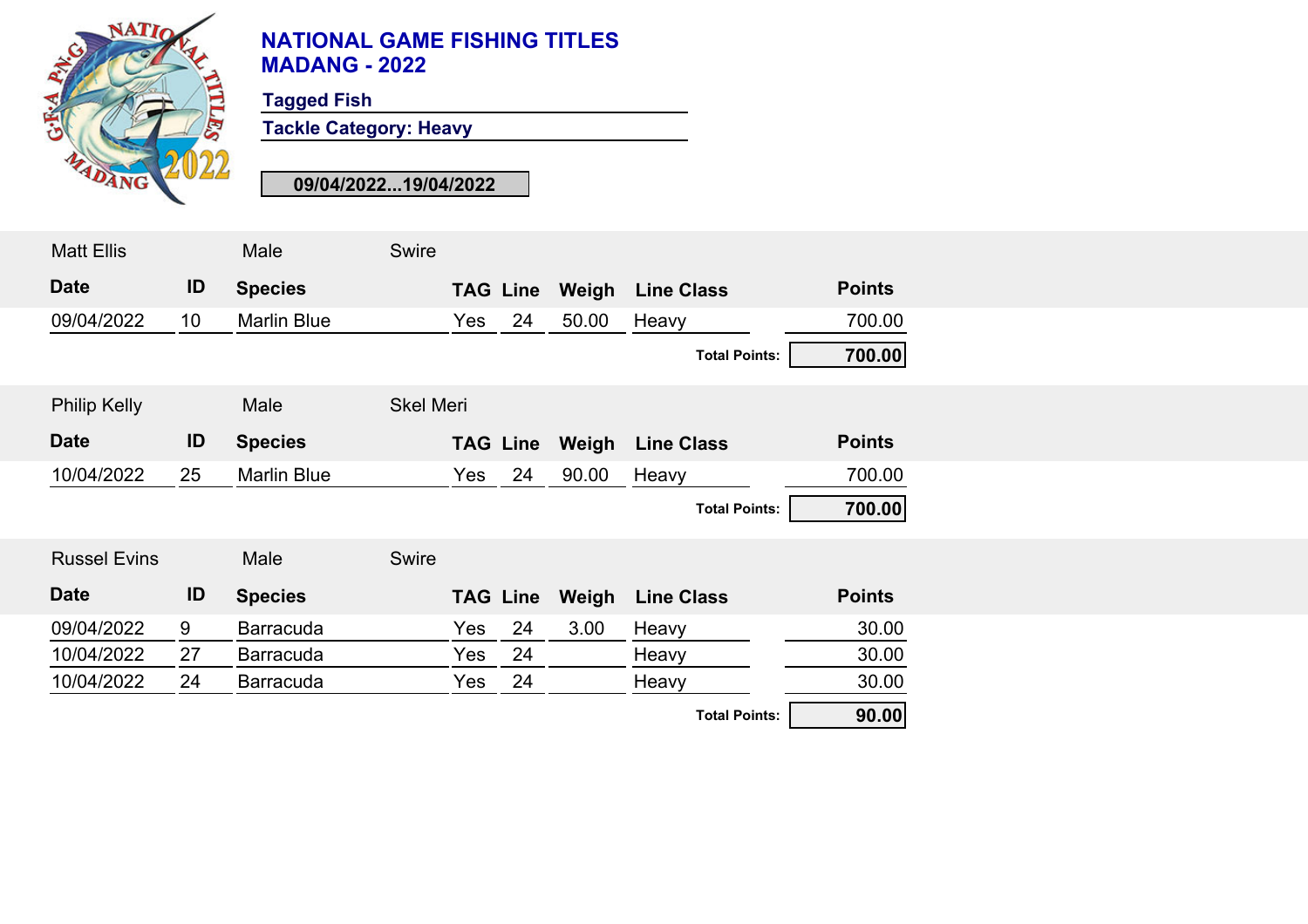# NATIONAL GAME FISHING TITLES
# MADANG - 2022

**Tagged Fish**

**Tackle Category: Heavy**

**09/04/2022...19/04/2022**

Matt Ellis | Male | Swire

| Date | ID | Species | TAG | Line | Weigh | Line Class | Points |
|---|---|---|---|---|---|---|---|
| 09/04/2022 | 10 | Marlin Blue | Yes | 24 | 50.00 | Heavy | 700.00 |

**Total Points: 700.00**

Philip Kelly | Male | Skel Meri

| Date | ID | Species | TAG | Line | Weigh | Line Class | Points |
|---|---|---|---|---|---|---|---|
| 10/04/2022 | 25 | Marlin Blue | Yes | 24 | 90.00 | Heavy | 700.00 |

**Total Points: 700.00**

Russel Evins | Male | Swire

| Date | ID | Species | TAG | Line | Weigh | Line Class | Points |
|---|---|---|---|---|---|---|---|
| 09/04/2022 | 9 | Barracuda | Yes | 24 | 3.00 | Heavy | 30.00 |
| 10/04/2022 | 27 | Barracuda | Yes | 24 | | Heavy | 30.00 |
| 10/04/2022 | 24 | Barracuda | Yes | 24 | | Heavy | 30.00 |

**Total Points: 90.00**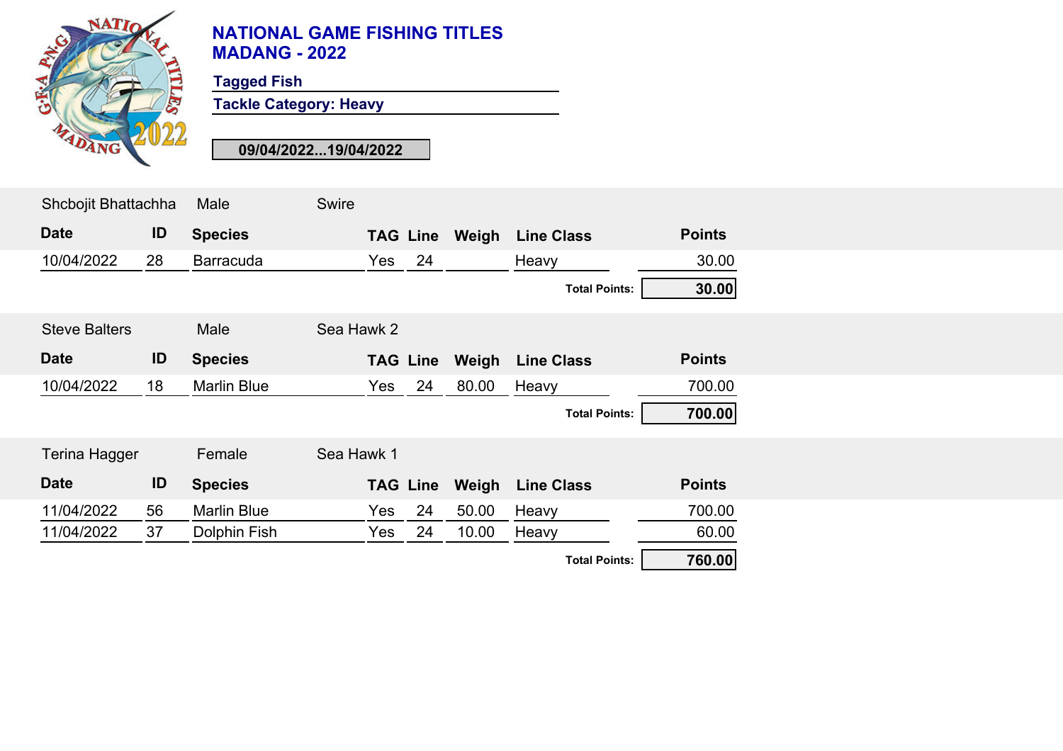# NATIONAL GAME FISHING TITLES
# MADANG - 2022

**Tagged Fish**

**Tackle Category: Heavy**

**09/04/2022...19/04/2022**

Shcbojit Bhattachha | Male | Swire

| Date | ID | Species | TAG | Line | Weigh | Line Class | Points |
|---|---|---|---|---|---|---|---|
| 10/04/2022 | 28 | Barracuda | Yes | 24 | | Heavy | 30.00 |
| | | | | | | **Total Points:** | **30.00** |

Steve Balters | Male | Sea Hawk 2

| Date | ID | Species | TAG | Line | Weigh | Line Class | Points |
|---|---|---|---|---|---|---|---|
| 10/04/2022 | 18 | Marlin Blue | Yes | 24 | 80.00 | Heavy | 700.00 |
| | | | | | | **Total Points:** | **700.00** |

Terina Hagger | Female | Sea Hawk 1

| Date | ID | Species | TAG | Line | Weigh | Line Class | Points |
|---|---|---|---|---|---|---|---|
| 11/04/2022 | 56 | Marlin Blue | Yes | 24 | 50.00 | Heavy | 700.00 |
| 11/04/2022 | 37 | Dolphin Fish | Yes | 24 | 10.00 | Heavy | 60.00 |
| | | | | | | **Total Points:** | **760.00** |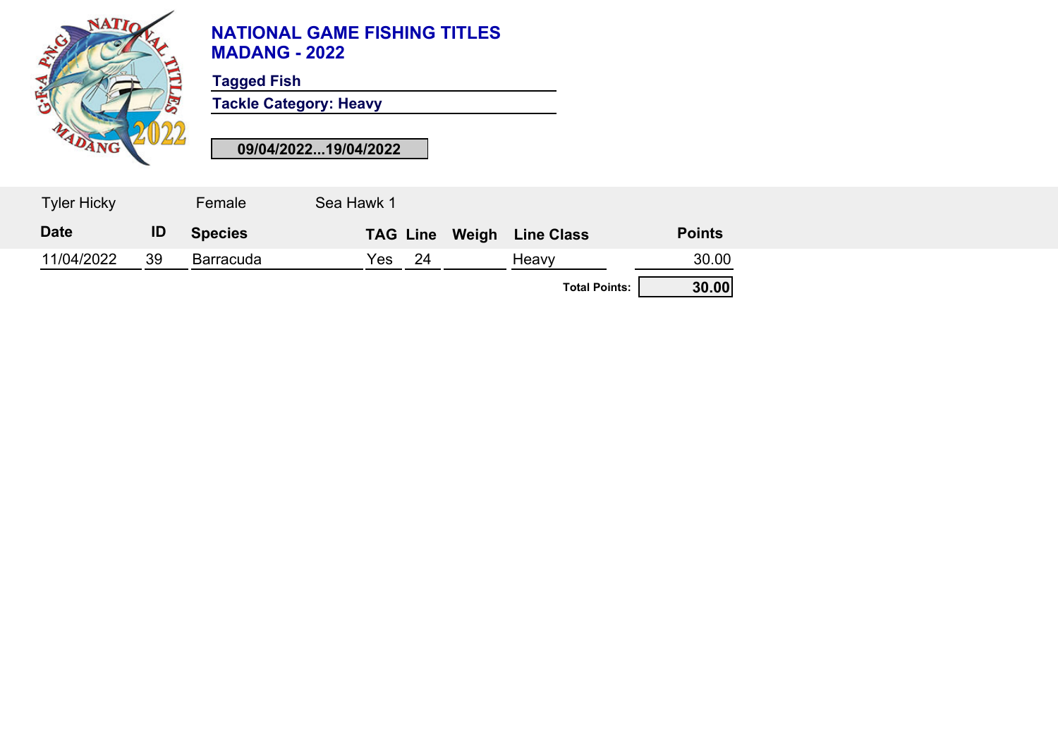# NATIONAL GAME FISHING TITLES
# MADANG - 2022

**Tagged Fish**

**Tackle Category: Heavy**

**09/04/2022...19/04/2022**

Tyler Hicky　　Female　　Sea Hawk 1

| Date | ID | Species | TAG | Line | Weigh | Line Class | Points |
|---|---|---|---|---|---|---|---|
| 11/04/2022 | 39 | Barracuda | Yes | 24 | | Heavy | 30.00 |

**Total Points:** **30.00**